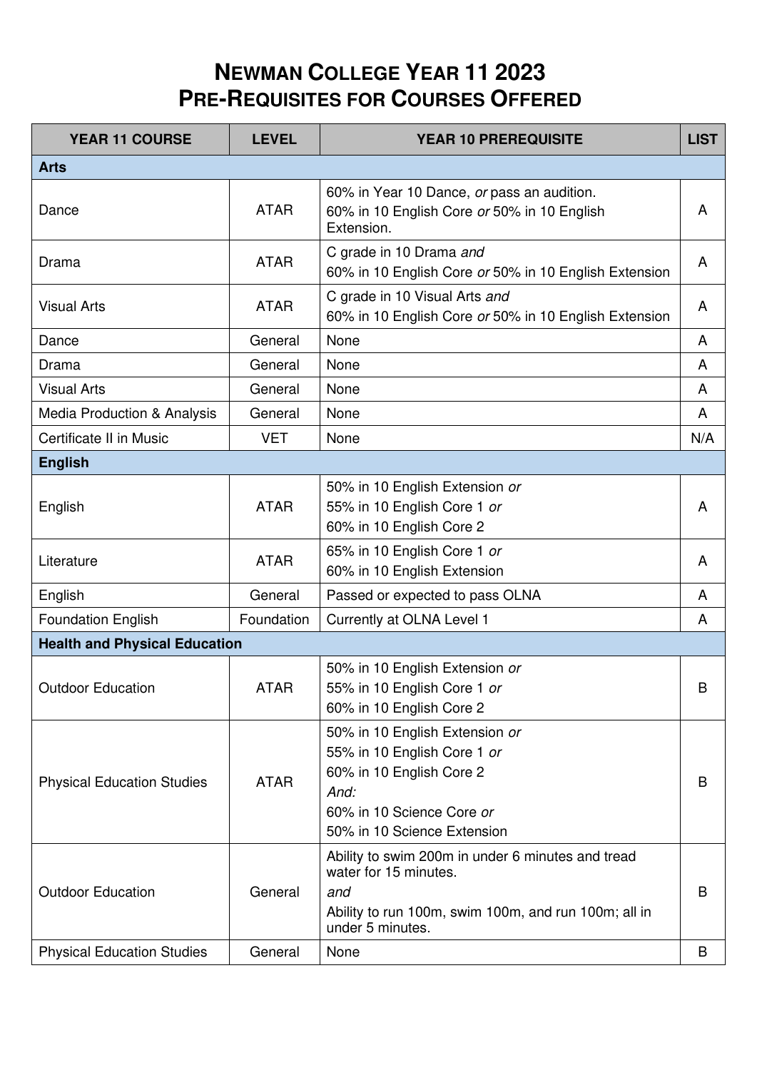# Newman College Year 11 2023
# Pre-Requisites for Courses Offered

| YEAR 11 COURSE | LEVEL | YEAR 10 PREREQUISITE | LIST |
|---|---|---|---|
| **Arts** | | | |
| Dance | ATAR | 60% in Year 10 Dance, *or* pass an audition.<br>60% in 10 English Core *or* 50% in 10 English Extension. | A |
| Drama | ATAR | C grade in 10 Drama *and*<br>60% in 10 English Core *or* 50% in 10 English Extension | A |
| Visual Arts | ATAR | C grade in 10 Visual Arts *and*<br>60% in 10 English Core *or* 50% in 10 English Extension | A |
| Dance | General | None | A |
| Drama | General | None | A |
| Visual Arts | General | None | A |
| Media Production & Analysis | General | None | A |
| Certificate II in Music | VET | None | N/A |
| **English** | | | |
| English | ATAR | 50% in 10 English Extension *or*<br>55% in 10 English Core 1 *or*<br>60% in 10 English Core 2 | A |
| Literature | ATAR | 65% in 10 English Core 1 *or*<br>60% in 10 English Extension | A |
| English | General | Passed or expected to pass OLNA | A |
| Foundation English | Foundation | Currently at OLNA Level 1 | A |
| **Health and Physical Education** | | | |
| Outdoor Education | ATAR | 50% in 10 English Extension *or*<br>55% in 10 English Core 1 *or*<br>60% in 10 English Core 2 | B |
| Physical Education Studies | ATAR | 50% in 10 English Extension *or*<br>55% in 10 English Core 1 *or*<br>60% in 10 English Core 2<br>*And:*<br>60% in 10 Science Core *or*<br>50% in 10 Science Extension | B |
| Outdoor Education | General | Ability to swim 200m in under 6 minutes and tread water for 15 minutes.<br>*and*<br>Ability to run 100m, swim 100m, and run 100m; all in under 5 minutes. | B |
| Physical Education Studies | General | None | B |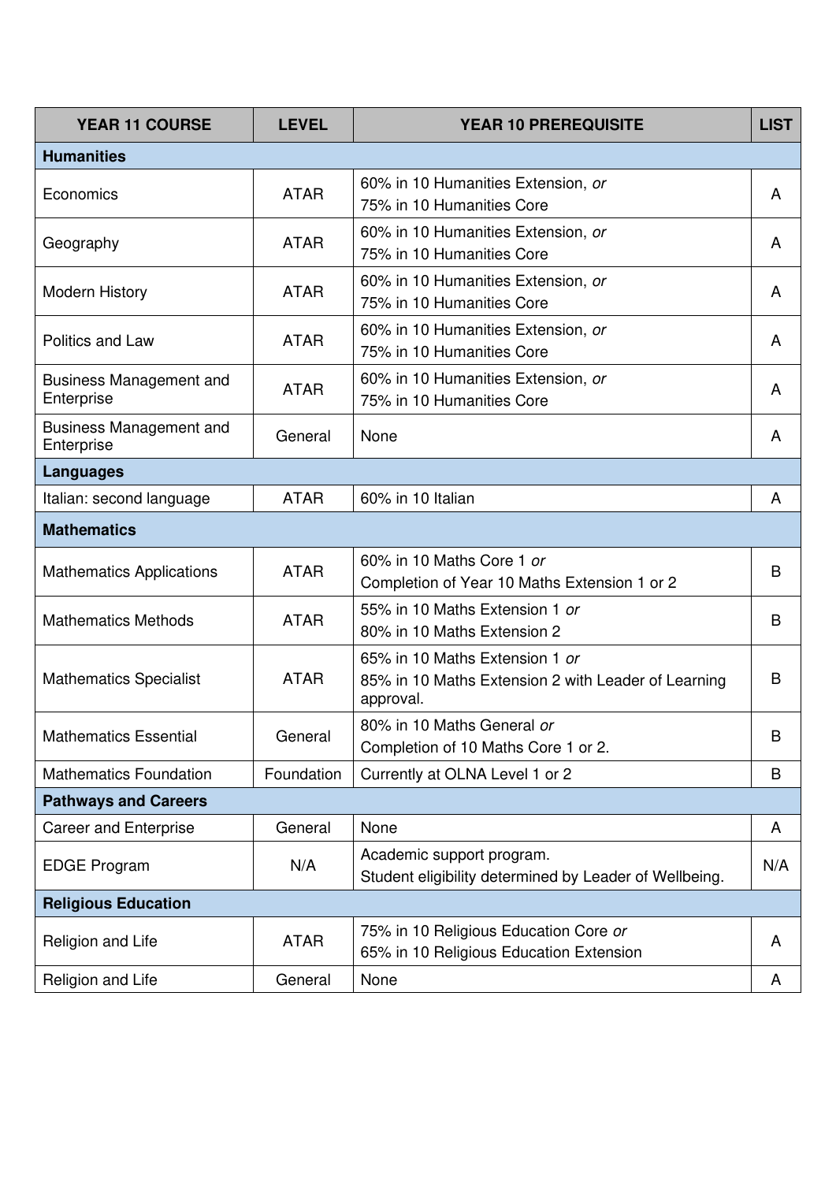| YEAR 11 COURSE | LEVEL | YEAR 10 PREREQUISITE | LIST |
|---|---|---|---|
| **Humanities** | | | |
| Economics | ATAR | 60% in 10 Humanities Extension, *or*<br>75% in 10 Humanities Core | A |
| Geography | ATAR | 60% in 10 Humanities Extension, *or*<br>75% in 10 Humanities Core | A |
| Modern History | ATAR | 60% in 10 Humanities Extension, *or*<br>75% in 10 Humanities Core | A |
| Politics and Law | ATAR | 60% in 10 Humanities Extension, *or*<br>75% in 10 Humanities Core | A |
| Business Management and Enterprise | ATAR | 60% in 10 Humanities Extension, *or*<br>75% in 10 Humanities Core | A |
| Business Management and Enterprise | General | None | A |
| **Languages** | | | |
| Italian: second language | ATAR | 60% in 10 Italian | A |
| **Mathematics** | | | |
| Mathematics Applications | ATAR | 60% in 10 Maths Core 1 *or*<br>Completion of Year 10 Maths Extension 1 or 2 | B |
| Mathematics Methods | ATAR | 55% in 10 Maths Extension 1 *or*<br>80% in 10 Maths Extension 2 | B |
| Mathematics Specialist | ATAR | 65% in 10 Maths Extension 1 *or*<br>85% in 10 Maths Extension 2 with Leader of Learning approval. | B |
| Mathematics Essential | General | 80% in 10 Maths General *or*<br>Completion of 10 Maths Core 1 or 2. | B |
| Mathematics Foundation | Foundation | Currently at OLNA Level 1 or 2 | B |
| **Pathways and Careers** | | | |
| Career and Enterprise | General | None | A |
| EDGE Program | N/A | Academic support program.<br>Student eligibility determined by Leader of Wellbeing. | N/A |
| **Religious Education** | | | |
| Religion and Life | ATAR | 75% in 10 Religious Education Core *or*<br>65% in 10 Religious Education Extension | A |
| Religion and Life | General | None | A |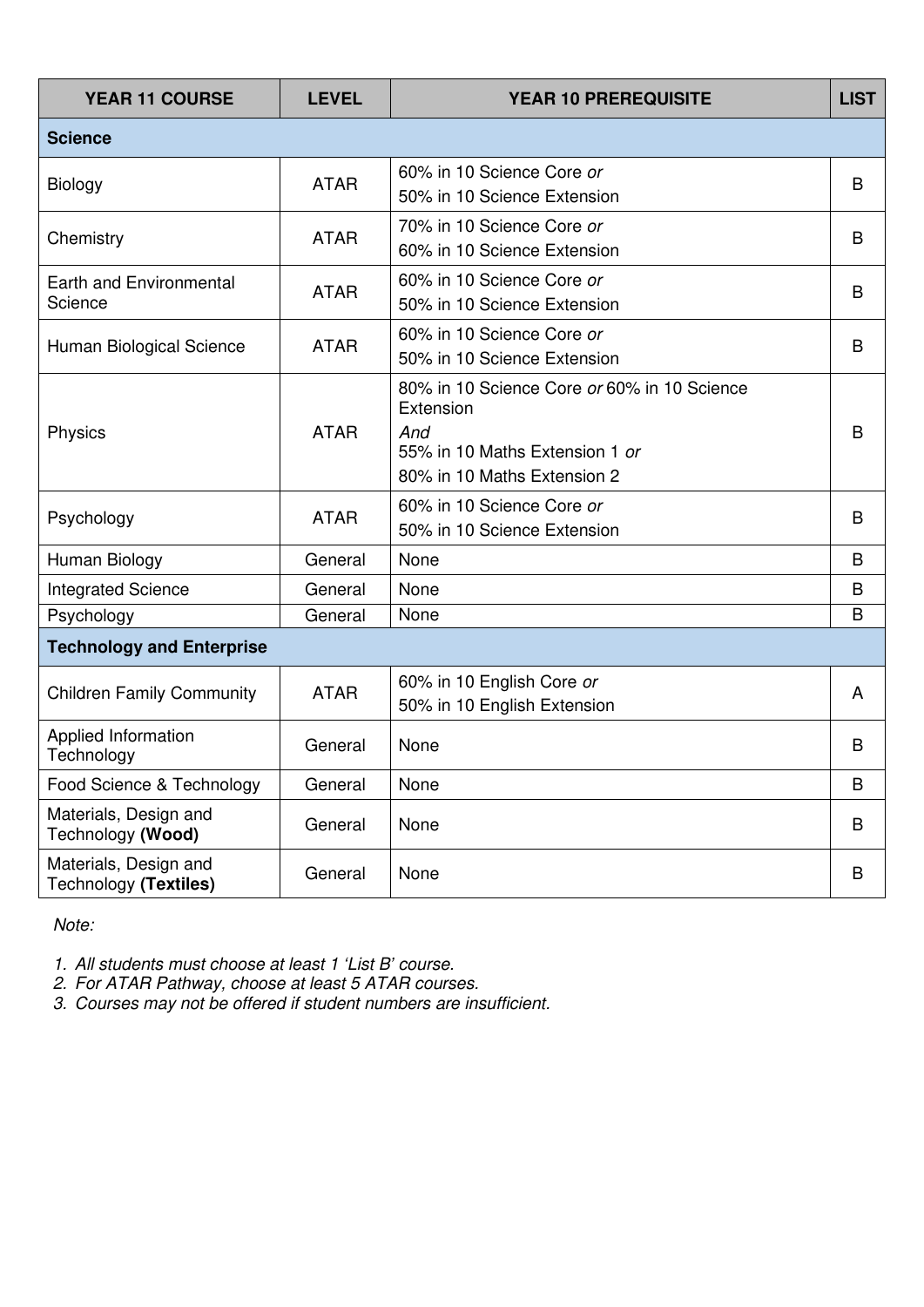| YEAR 11 COURSE | LEVEL | YEAR 10 PREREQUISITE | LIST |
|---|---|---|---|
| **Science** | | | |
| Biology | ATAR | 60% in 10 Science Core *or*<br>50% in 10 Science Extension | B |
| Chemistry | ATAR | 70% in 10 Science Core *or*<br>60% in 10 Science Extension | B |
| Earth and Environmental Science | ATAR | 60% in 10 Science Core *or*<br>50% in 10 Science Extension | B |
| Human Biological Science | ATAR | 60% in 10 Science Core *or*<br>50% in 10 Science Extension | B |
| Physics | ATAR | 80% in 10 Science Core *or* 60% in 10 Science Extension<br>*And*<br>55% in 10 Maths Extension 1 *or*<br>80% in 10 Maths Extension 2 | B |
| Psychology | ATAR | 60% in 10 Science Core *or*<br>50% in 10 Science Extension | B |
| Human Biology | General | None | B |
| Integrated Science | General | None | B |
| Psychology | General | None | B |
| **Technology and Enterprise** | | | |
| Children Family Community | ATAR | 60% in 10 English Core *or*<br>50% in 10 English Extension | A |
| Applied Information Technology | General | None | B |
| Food Science & Technology | General | None | B |
| Materials, Design and Technology **(Wood)** | General | None | B |
| Materials, Design and Technology **(Textiles)** | General | None | B |

*Note:*

1. *All students must choose at least 1 'List B' course.*
2. *For ATAR Pathway, choose at least 5 ATAR courses.*
3. *Courses may not be offered if student numbers are insufficient.*